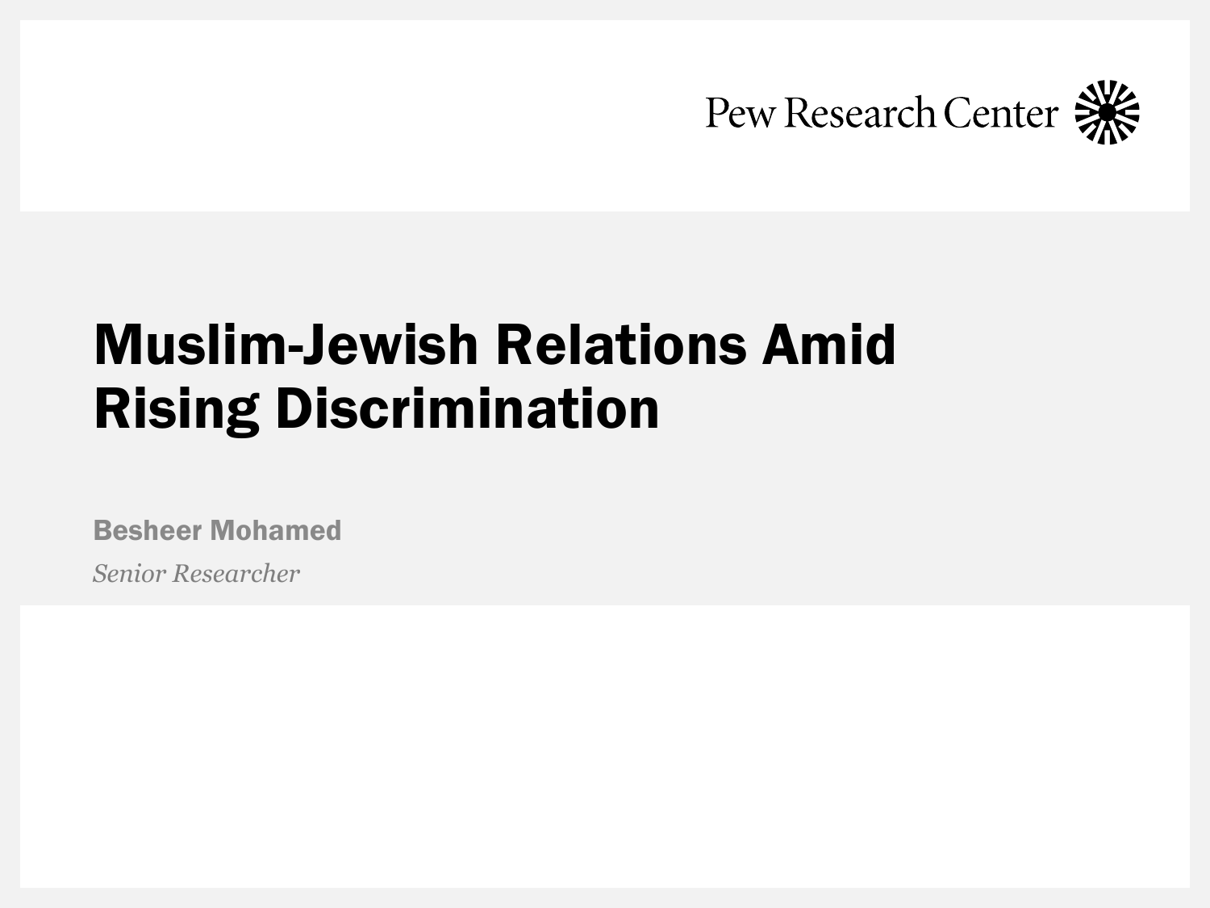Pew Research Center

# Muslim-Jewish Relations Amid Rising Discrimination

**Besheer Mohamed**

*Senior Researcher*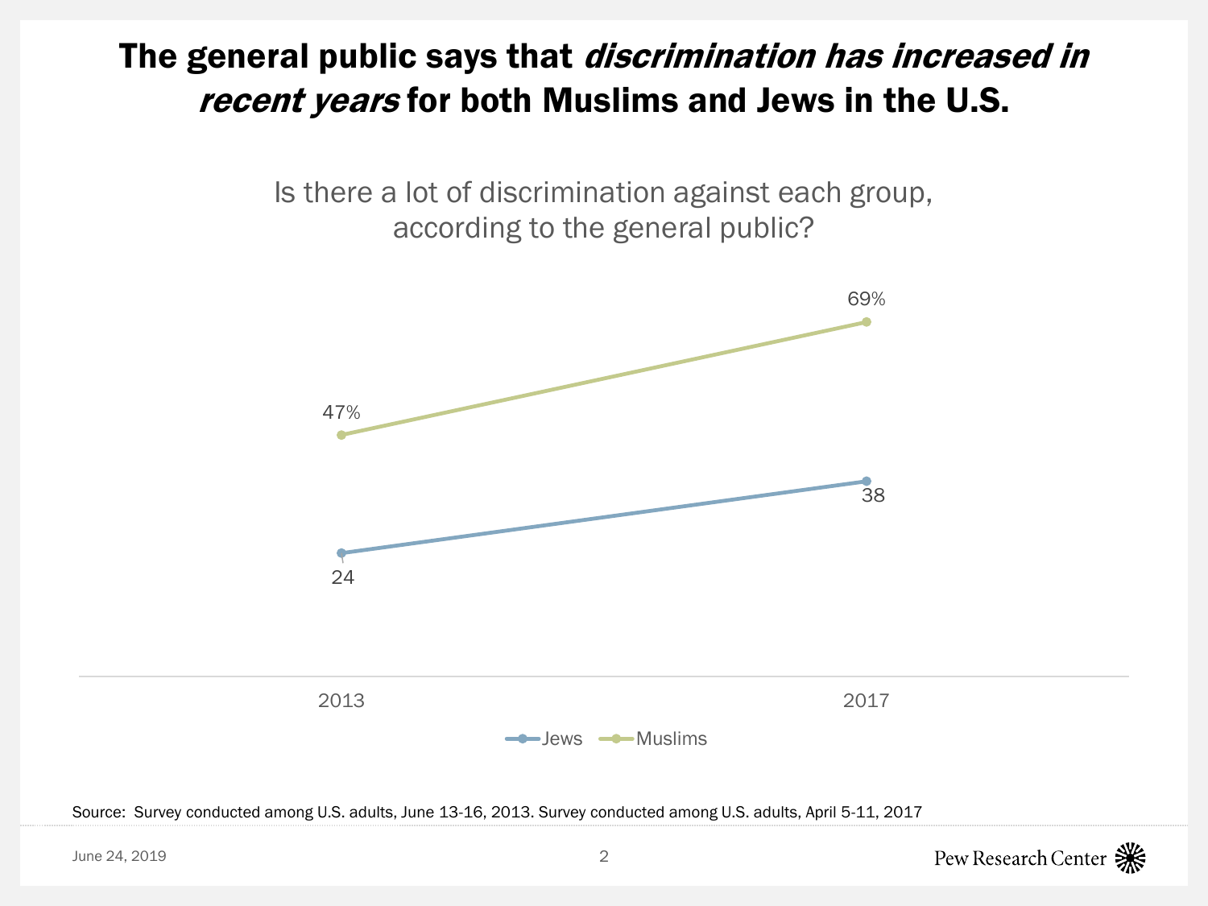# The general public says that *discrimination has increased in recent years* for both Muslims and Jews in the U.S.

Is there a lot of discrimination against each group, according to the general public?

| | 2013 | 2017 |
|---|---|---|
| Jews | 24 | 38 |
| Muslims | 47% | 69% |

Source: Survey conducted among U.S. adults, June 13-16, 2013. Survey conducted among U.S. adults, April 5-11, 2017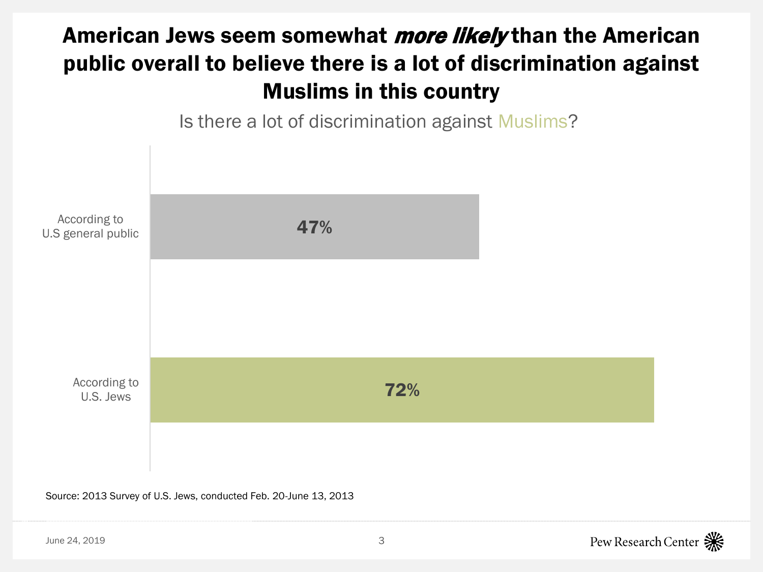# American Jews seem somewhat *more likely* than the American public overall to believe there is a lot of discrimination against Muslims in this country

Is there a lot of discrimination against Muslims?

| | |
|---|---|
| According to U.S general public | 47% |
| According to U.S. Jews | 72% |

Source: 2013 Survey of U.S. Jews, conducted Feb. 20-June 13, 2013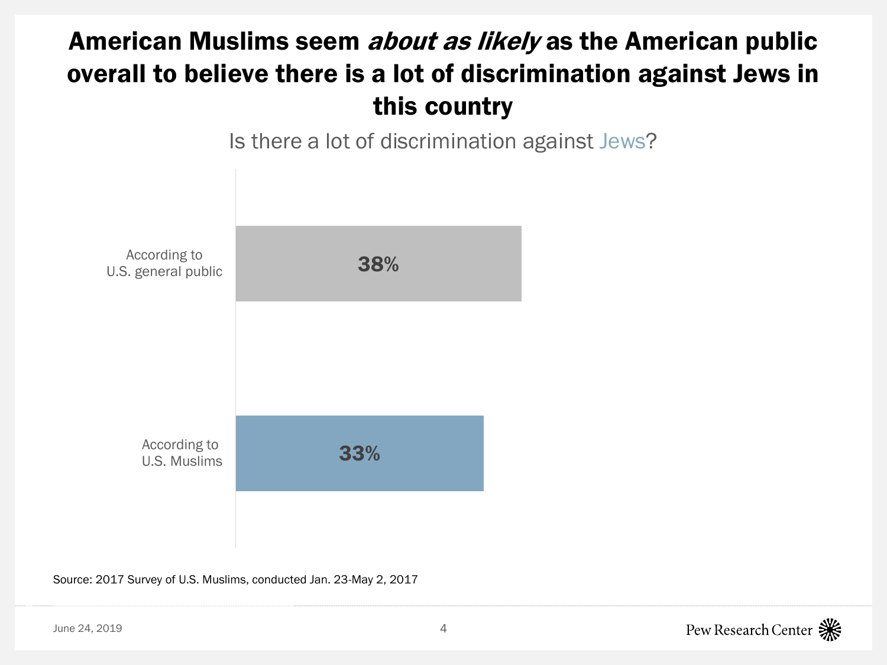# American Muslims seem *about as likely* as the American public overall to believe there is a lot of discrimination against Jews in this country

Is there a lot of discrimination against Jews?

| | |
|---|---|
| According to U.S. general public | 38% |
| According to U.S. Muslims | 33% |

Source: 2017 Survey of U.S. Muslims, conducted Jan. 23-May 2, 2017

June 24, 2019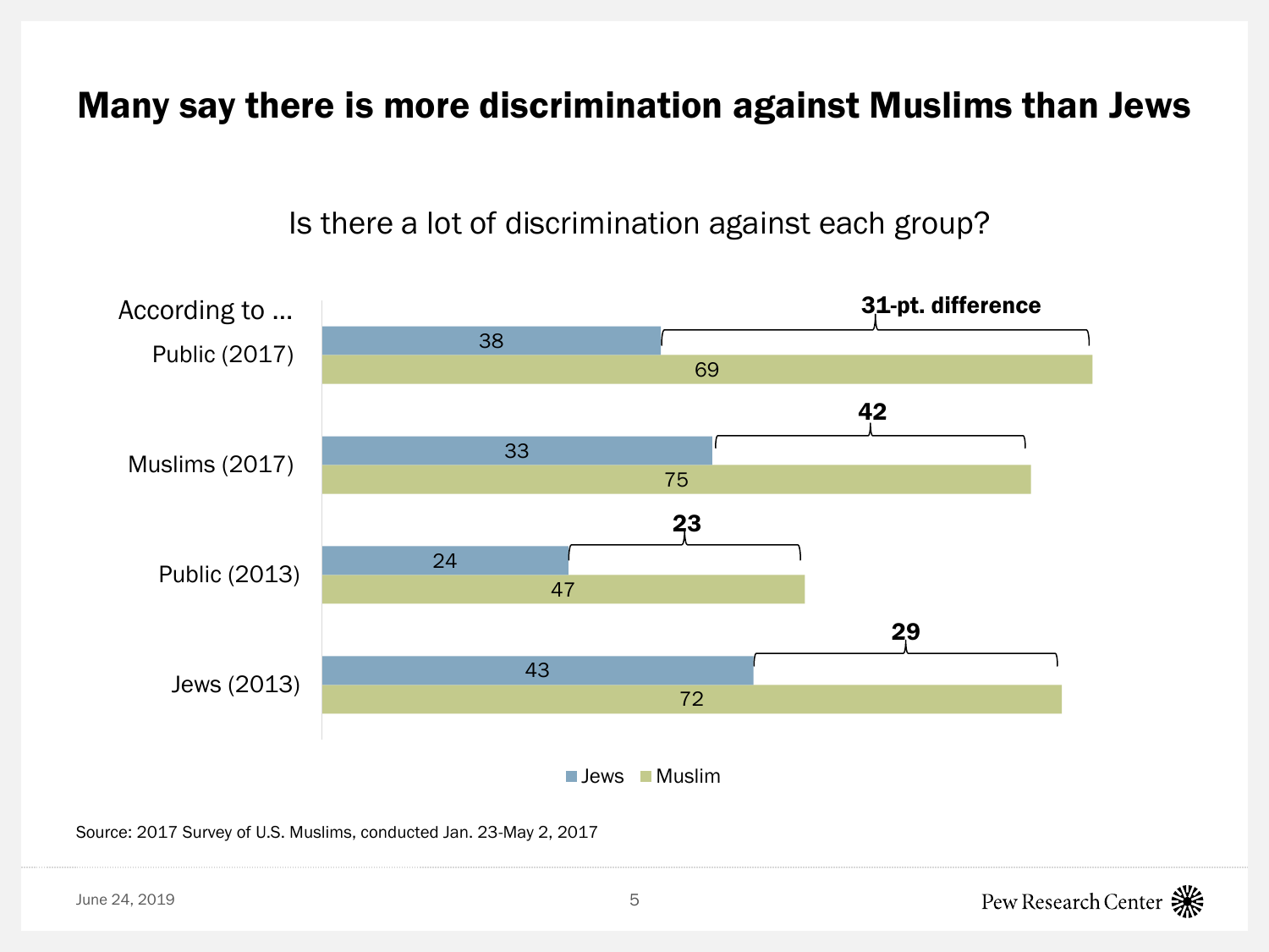# Many say there is more discrimination against Muslims than Jews

Is there a lot of discrimination against each group?

| According to ... | Jews | Muslim | Difference |
|---|---|---|---|
| Public (2017) | 38 | 69 | 31-pt. difference |
| Muslims (2017) | 33 | 75 | 42 |
| Public (2013) | 24 | 47 | 23 |
| Jews (2013) | 43 | 72 | 29 |

Source: 2017 Survey of U.S. Muslims, conducted Jan. 23-May 2, 2017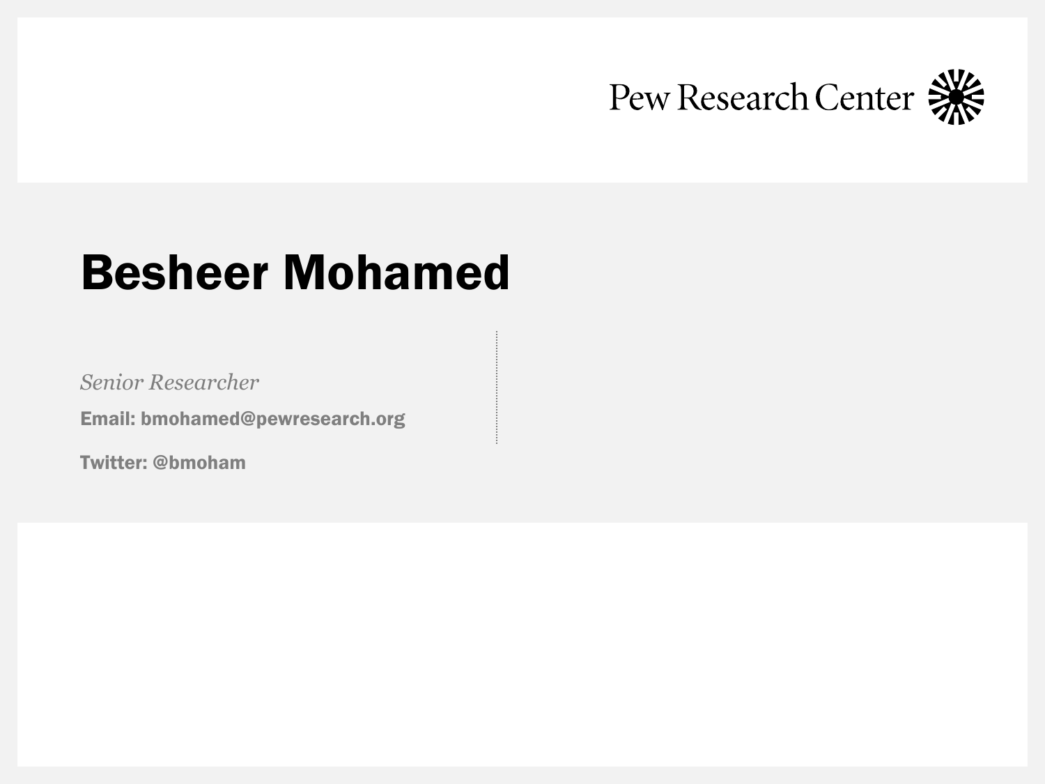Pew Research Center

# Besheer Mohamed

*Senior Researcher*

**Email: bmohamed@pewresearch.org**

**Twitter: @bmoham**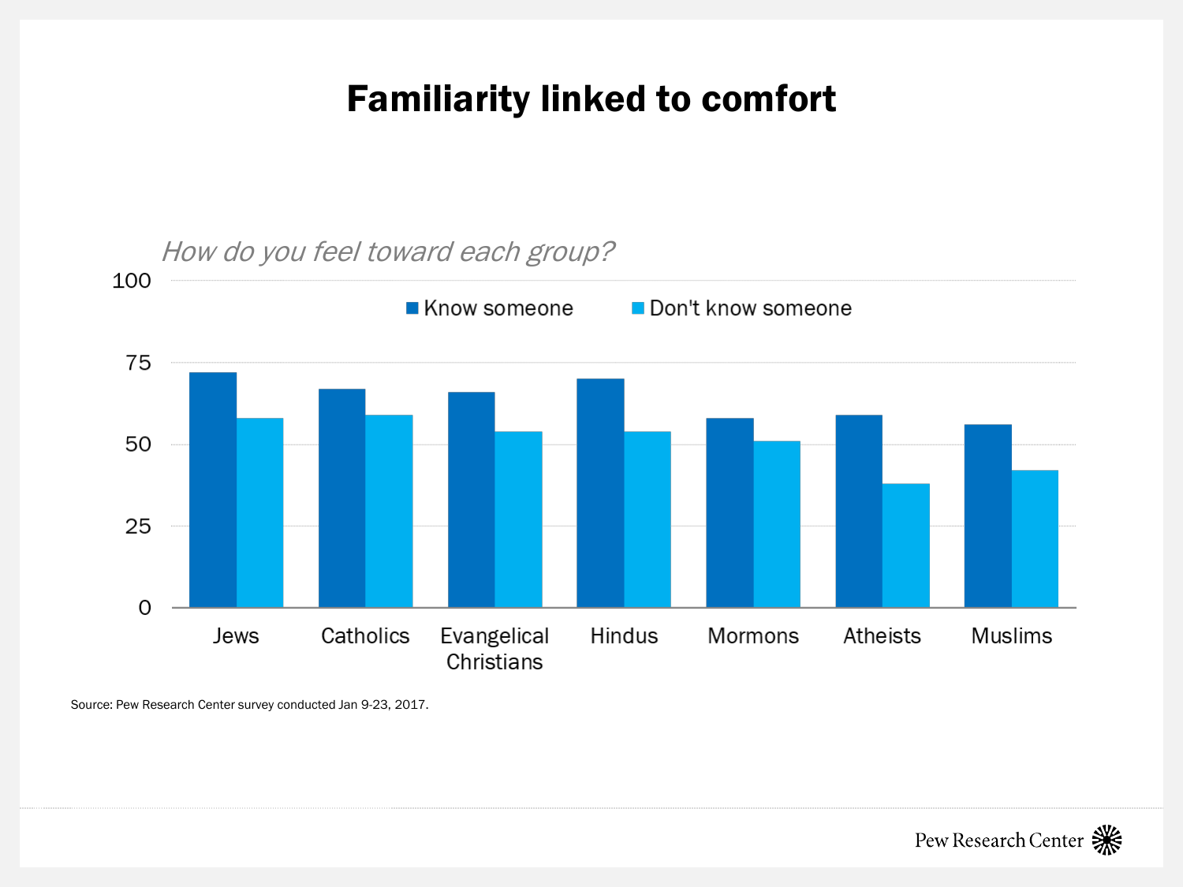# Familiarity linked to comfort

*How do you feel toward each group?*

| | Know someone | Don't know someone |
|---|---|---|
| Jews | 72 | 58 |
| Catholics | 67 | 59 |
| Evangelical Christians | 66 | 54 |
| Hindus | 70 | 54 |
| Mormons | 58 | 51 |
| Atheists | 59 | 38 |
| Muslims | 56 | 42 |

Source: Pew Research Center survey conducted Jan 9-23, 2017.

Pew Research Center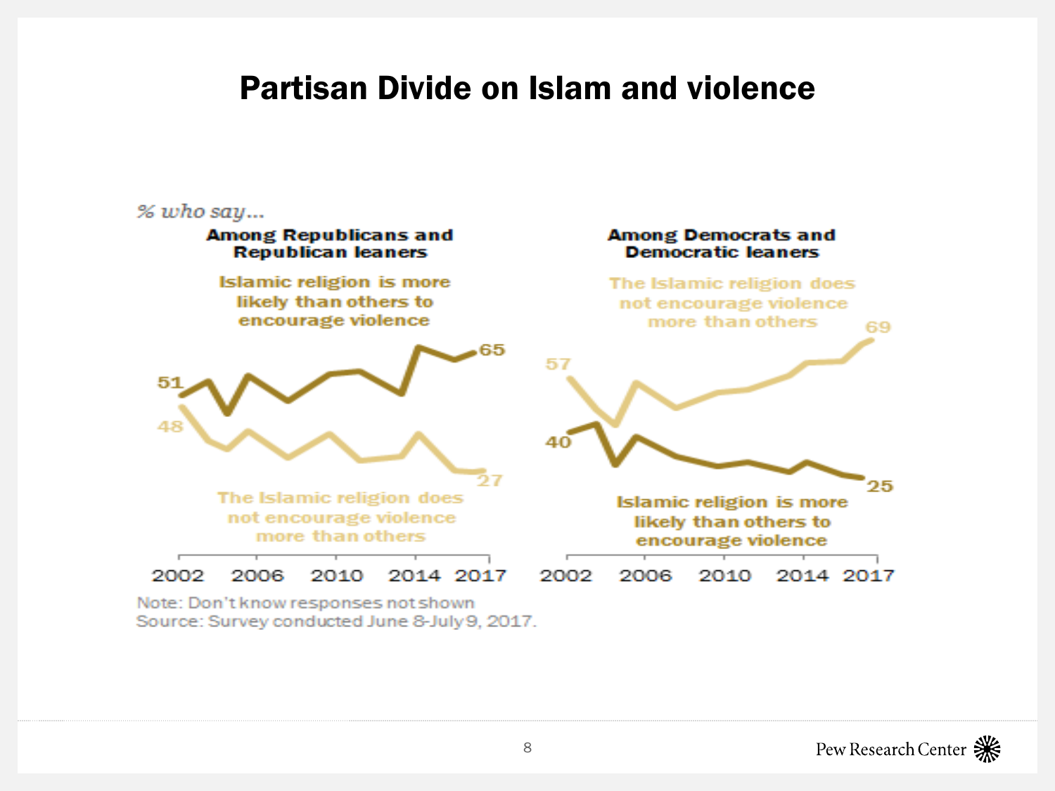# Partisan Divide on Islam and violence

*% who say…*

**Among Republicans and Republican leaners**

Islamic religion is more likely than others to encourage violence

51

65

48

27

The Islamic religion does not encourage violence more than others

2002 2006 2010 2014 2017

**Among Democrats and Democratic leaners**

The Islamic religion does not encourage violence more than others

57

69

40

25

Islamic religion is more likely than others to encourage violence

2002 2006 2010 2014 2017

Note: Don't know responses not shown

Source: Survey conducted June 8-July 9, 2017.

Pew Research Center